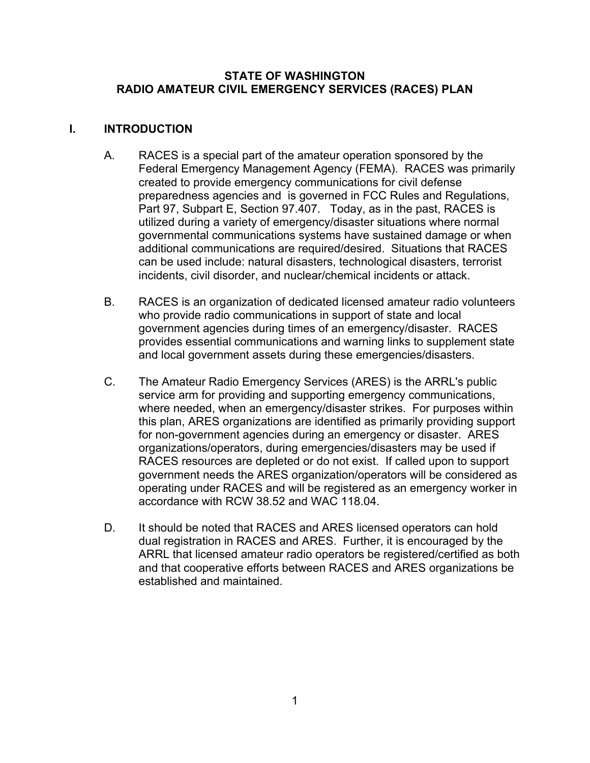# STATE OF WASHINGTON
# RADIO AMATEUR CIVIL EMERGENCY SERVICES (RACES) PLAN

## I. INTRODUCTION

A. RACES is a special part of the amateur operation sponsored by the Federal Emergency Management Agency (FEMA). RACES was primarily created to provide emergency communications for civil defense preparedness agencies and is governed in FCC Rules and Regulations, Part 97, Subpart E, Section 97.407. Today, as in the past, RACES is utilized during a variety of emergency/disaster situations where normal governmental communications systems have sustained damage or when additional communications are required/desired. Situations that RACES can be used include: natural disasters, technological disasters, terrorist incidents, civil disorder, and nuclear/chemical incidents or attack.

B. RACES is an organization of dedicated licensed amateur radio volunteers who provide radio communications in support of state and local government agencies during times of an emergency/disaster. RACES provides essential communications and warning links to supplement state and local government assets during these emergencies/disasters.

C. The Amateur Radio Emergency Services (ARES) is the ARRL's public service arm for providing and supporting emergency communications, where needed, when an emergency/disaster strikes. For purposes within this plan, ARES organizations are identified as primarily providing support for non-government agencies during an emergency or disaster. ARES organizations/operators, during emergencies/disasters may be used if RACES resources are depleted or do not exist. If called upon to support government needs the ARES organization/operators will be considered as operating under RACES and will be registered as an emergency worker in accordance with RCW 38.52 and WAC 118.04.

D. It should be noted that RACES and ARES licensed operators can hold dual registration in RACES and ARES. Further, it is encouraged by the ARRL that licensed amateur radio operators be registered/certified as both and that cooperative efforts between RACES and ARES organizations be established and maintained.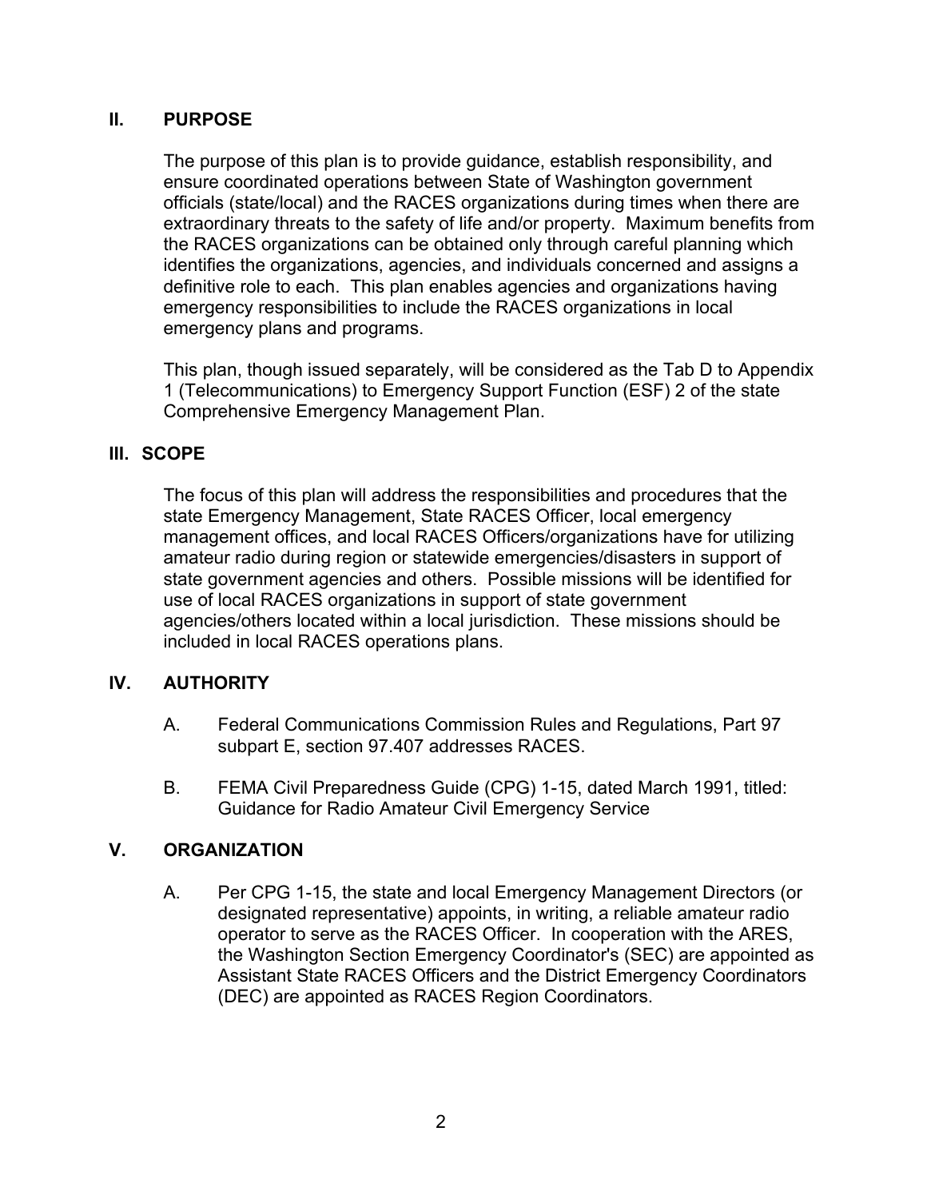## II. PURPOSE

The purpose of this plan is to provide guidance, establish responsibility, and ensure coordinated operations between State of Washington government officials (state/local) and the RACES organizations during times when there are extraordinary threats to the safety of life and/or property. Maximum benefits from the RACES organizations can be obtained only through careful planning which identifies the organizations, agencies, and individuals concerned and assigns a definitive role to each. This plan enables agencies and organizations having emergency responsibilities to include the RACES organizations in local emergency plans and programs.

This plan, though issued separately, will be considered as the Tab D to Appendix 1 (Telecommunications) to Emergency Support Function (ESF) 2 of the state Comprehensive Emergency Management Plan.

## III. SCOPE

The focus of this plan will address the responsibilities and procedures that the state Emergency Management, State RACES Officer, local emergency management offices, and local RACES Officers/organizations have for utilizing amateur radio during region or statewide emergencies/disasters in support of state government agencies and others. Possible missions will be identified for use of local RACES organizations in support of state government agencies/others located within a local jurisdiction. These missions should be included in local RACES operations plans.

## IV. AUTHORITY

A. Federal Communications Commission Rules and Regulations, Part 97 subpart E, section 97.407 addresses RACES.

B. FEMA Civil Preparedness Guide (CPG) 1-15, dated March 1991, titled: Guidance for Radio Amateur Civil Emergency Service

## V. ORGANIZATION

A. Per CPG 1-15, the state and local Emergency Management Directors (or designated representative) appoints, in writing, a reliable amateur radio operator to serve as the RACES Officer. In cooperation with the ARES, the Washington Section Emergency Coordinator's (SEC) are appointed as Assistant State RACES Officers and the District Emergency Coordinators (DEC) are appointed as RACES Region Coordinators.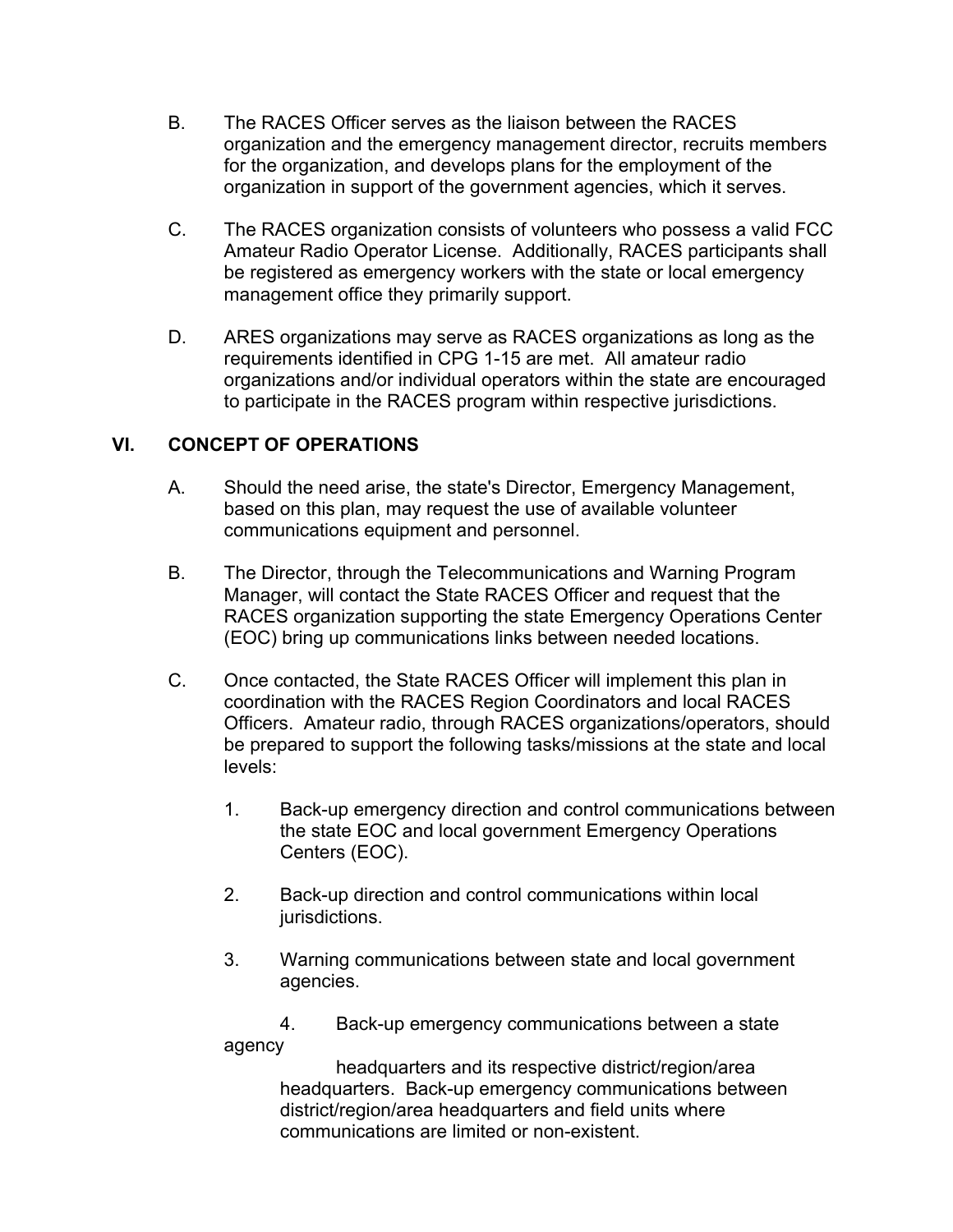B. The RACES Officer serves as the liaison between the RACES organization and the emergency management director, recruits members for the organization, and develops plans for the employment of the organization in support of the government agencies, which it serves.

C. The RACES organization consists of volunteers who possess a valid FCC Amateur Radio Operator License. Additionally, RACES participants shall be registered as emergency workers with the state or local emergency management office they primarily support.

D. ARES organizations may serve as RACES organizations as long as the requirements identified in CPG 1-15 are met. All amateur radio organizations and/or individual operators within the state are encouraged to participate in the RACES program within respective jurisdictions.

## VI. CONCEPT OF OPERATIONS

A. Should the need arise, the state's Director, Emergency Management, based on this plan, may request the use of available volunteer communications equipment and personnel.

B. The Director, through the Telecommunications and Warning Program Manager, will contact the State RACES Officer and request that the RACES organization supporting the state Emergency Operations Center (EOC) bring up communications links between needed locations.

C. Once contacted, the State RACES Officer will implement this plan in coordination with the RACES Region Coordinators and local RACES Officers. Amateur radio, through RACES organizations/operators, should be prepared to support the following tasks/missions at the state and local levels:

1. Back-up emergency direction and control communications between the state EOC and local government Emergency Operations Centers (EOC).

2. Back-up direction and control communications within local jurisdictions.

3. Warning communications between state and local government agencies.

4. Back-up emergency communications between a state agency headquarters and its respective district/region/area headquarters. Back-up emergency communications between district/region/area headquarters and field units where communications are limited or non-existent.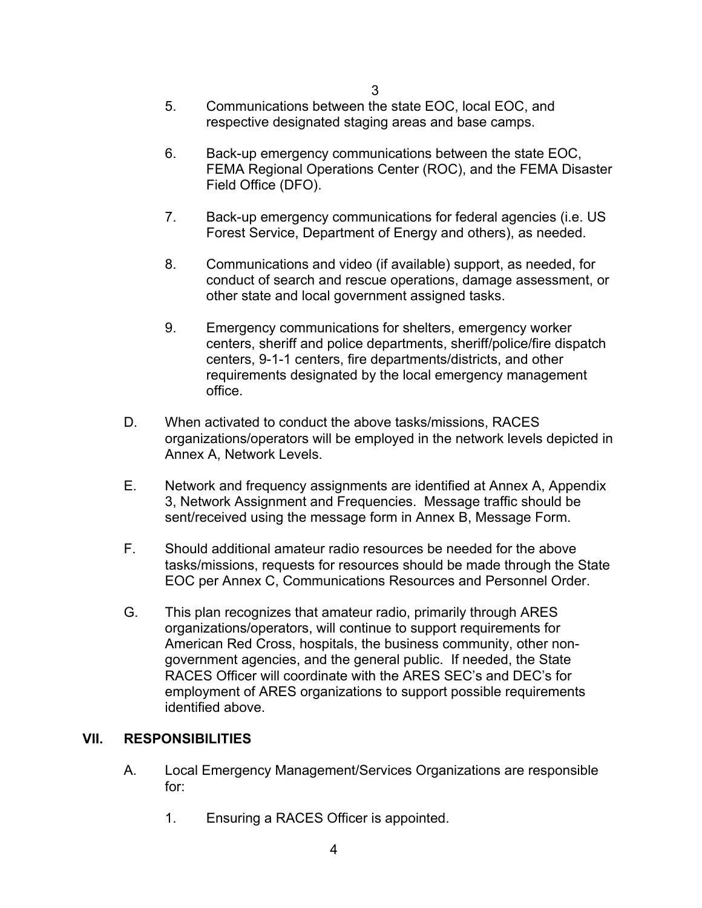5. Communications between the state EOC, local EOC, and respective designated staging areas and base camps.

6. Back-up emergency communications between the state EOC, FEMA Regional Operations Center (ROC), and the FEMA Disaster Field Office (DFO).

7. Back-up emergency communications for federal agencies (i.e. US Forest Service, Department of Energy and others), as needed.

8. Communications and video (if available) support, as needed, for conduct of search and rescue operations, damage assessment, or other state and local government assigned tasks.

9. Emergency communications for shelters, emergency worker centers, sheriff and police departments, sheriff/police/fire dispatch centers, 9-1-1 centers, fire departments/districts, and other requirements designated by the local emergency management office.

D. When activated to conduct the above tasks/missions, RACES organizations/operators will be employed in the network levels depicted in Annex A, Network Levels.

E. Network and frequency assignments are identified at Annex A, Appendix 3, Network Assignment and Frequencies. Message traffic should be sent/received using the message form in Annex B, Message Form.

F. Should additional amateur radio resources be needed for the above tasks/missions, requests for resources should be made through the State EOC per Annex C, Communications Resources and Personnel Order.

G. This plan recognizes that amateur radio, primarily through ARES organizations/operators, will continue to support requirements for American Red Cross, hospitals, the business community, other non-government agencies, and the general public. If needed, the State RACES Officer will coordinate with the ARES SEC's and DEC's for employment of ARES organizations to support possible requirements identified above.

## VII. RESPONSIBILITIES

A. Local Emergency Management/Services Organizations are responsible for:

1. Ensuring a RACES Officer is appointed.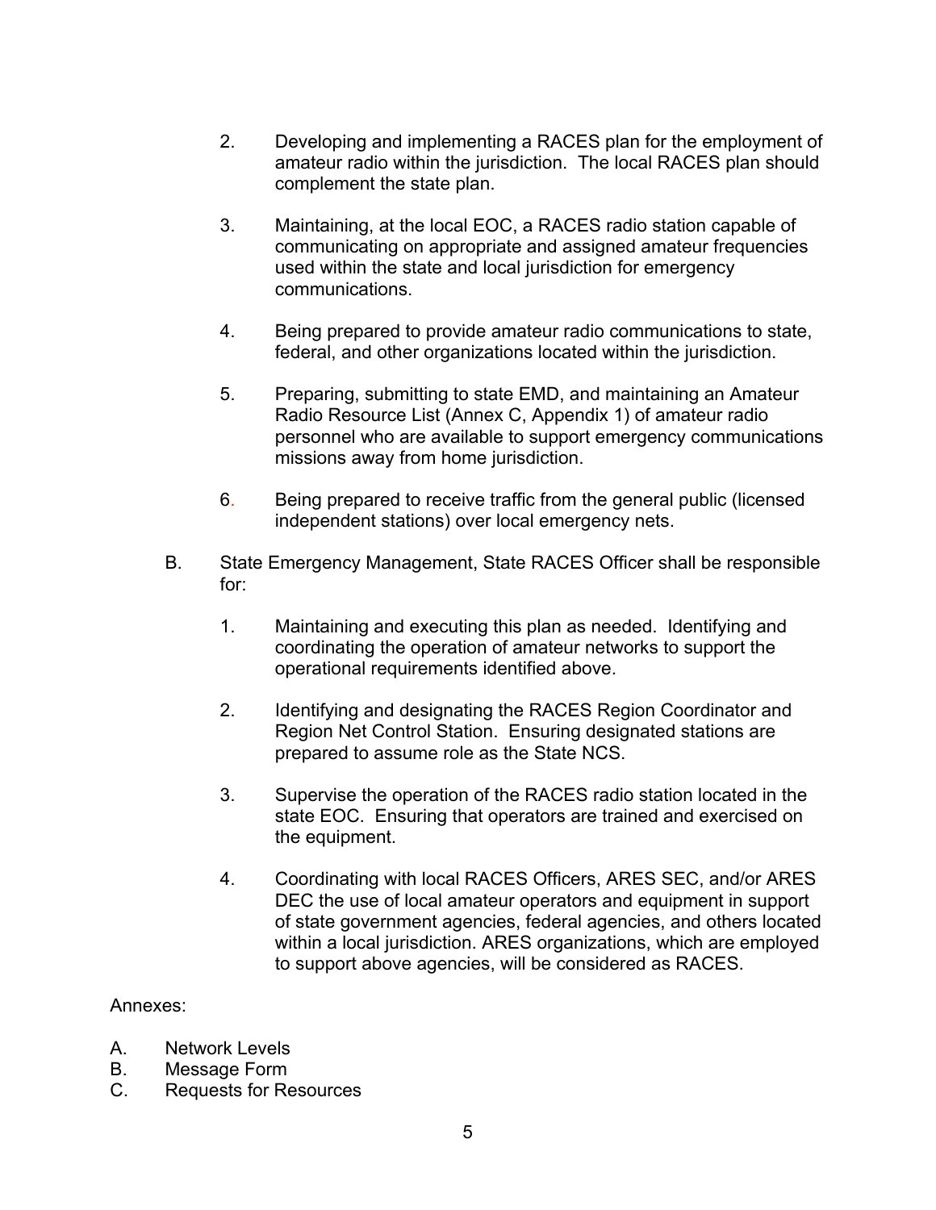2. Developing and implementing a RACES plan for the employment of amateur radio within the jurisdiction. The local RACES plan should complement the state plan.

3. Maintaining, at the local EOC, a RACES radio station capable of communicating on appropriate and assigned amateur frequencies used within the state and local jurisdiction for emergency communications.

4. Being prepared to provide amateur radio communications to state, federal, and other organizations located within the jurisdiction.

5. Preparing, submitting to state EMD, and maintaining an Amateur Radio Resource List (Annex C, Appendix 1) of amateur radio personnel who are available to support emergency communications missions away from home jurisdiction.

6. Being prepared to receive traffic from the general public (licensed independent stations) over local emergency nets.

B. State Emergency Management, State RACES Officer shall be responsible for:

1. Maintaining and executing this plan as needed. Identifying and coordinating the operation of amateur networks to support the operational requirements identified above.

2. Identifying and designating the RACES Region Coordinator and Region Net Control Station. Ensuring designated stations are prepared to assume role as the State NCS.

3. Supervise the operation of the RACES radio station located in the state EOC. Ensuring that operators are trained and exercised on the equipment.

4. Coordinating with local RACES Officers, ARES SEC, and/or ARES DEC the use of local amateur operators and equipment in support of state government agencies, federal agencies, and others located within a local jurisdiction. ARES organizations, which are employed to support above agencies, will be considered as RACES.

Annexes:

A. Network Levels
B. Message Form
C. Requests for Resources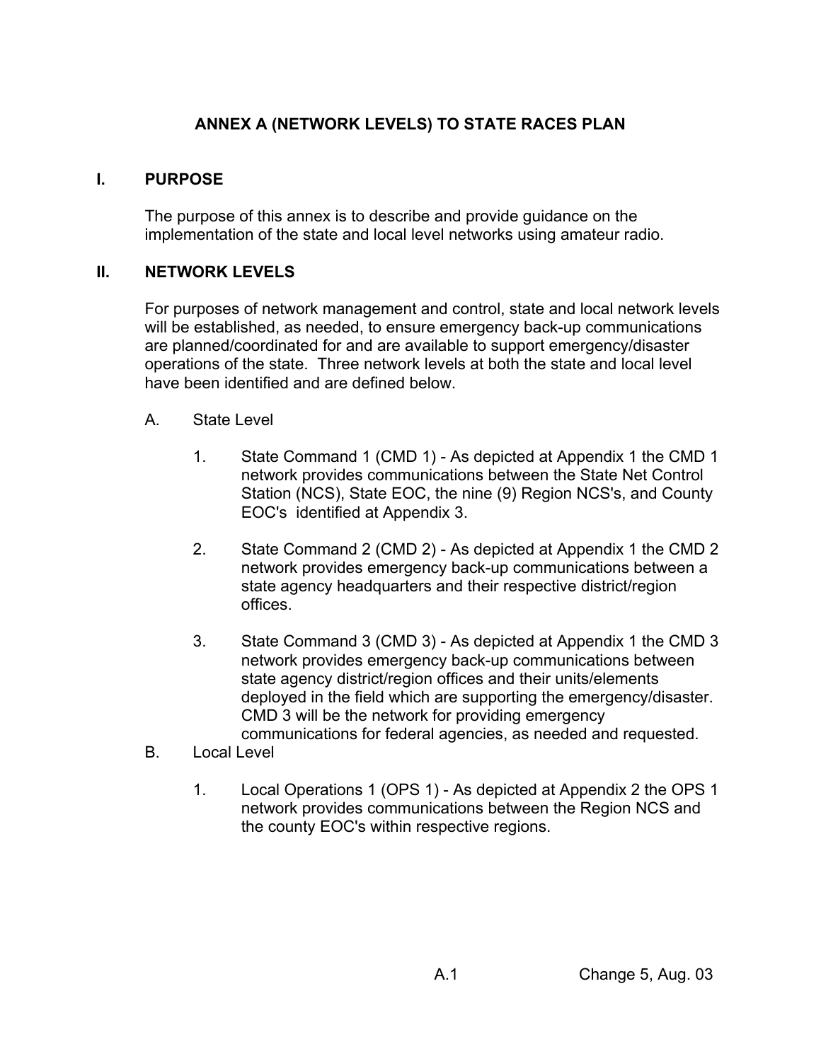# ANNEX A (NETWORK LEVELS) TO STATE RACES PLAN

## I. PURPOSE

The purpose of this annex is to describe and provide guidance on the implementation of the state and local level networks using amateur radio.

## II. NETWORK LEVELS

For purposes of network management and control, state and local network levels will be established, as needed, to ensure emergency back-up communications are planned/coordinated for and are available to support emergency/disaster operations of the state. Three network levels at both the state and local level have been identified and are defined below.

A. State Level

1. State Command 1 (CMD 1) - As depicted at Appendix 1 the CMD 1 network provides communications between the State Net Control Station (NCS), State EOC, the nine (9) Region NCS's, and County EOC's identified at Appendix 3.

2. State Command 2 (CMD 2) - As depicted at Appendix 1 the CMD 2 network provides emergency back-up communications between a state agency headquarters and their respective district/region offices.

3. State Command 3 (CMD 3) - As depicted at Appendix 1 the CMD 3 network provides emergency back-up communications between state agency district/region offices and their units/elements deployed in the field which are supporting the emergency/disaster. CMD 3 will be the network for providing emergency communications for federal agencies, as needed and requested.

B. Local Level

1. Local Operations 1 (OPS 1) - As depicted at Appendix 2 the OPS 1 network provides communications between the Region NCS and the county EOC's within respective regions.

A.1 Change 5, Aug. 03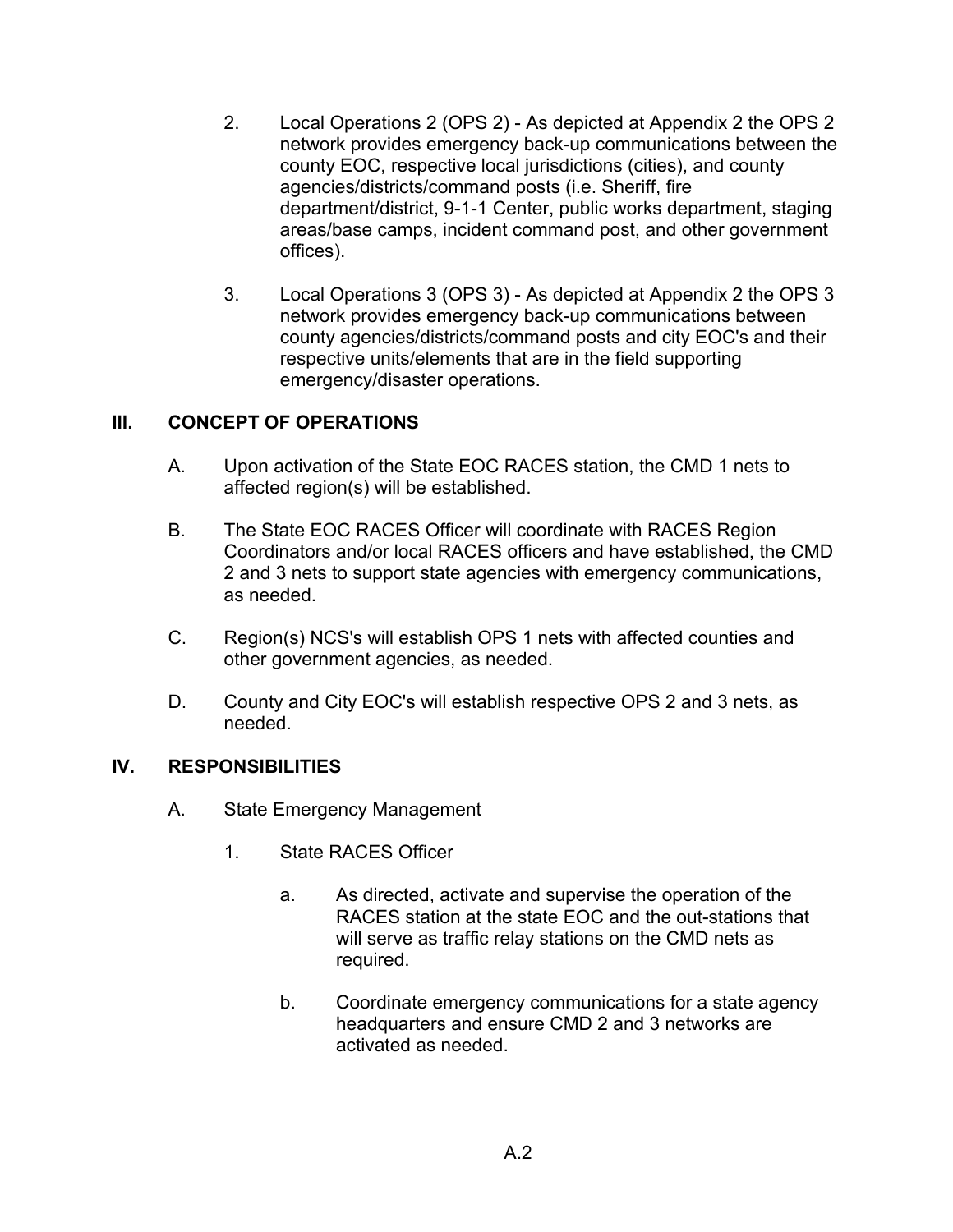2. Local Operations 2 (OPS 2) - As depicted at Appendix 2 the OPS 2 network provides emergency back-up communications between the county EOC, respective local jurisdictions (cities), and county agencies/districts/command posts (i.e. Sheriff, fire department/district, 9-1-1 Center, public works department, staging areas/base camps, incident command post, and other government offices).

3. Local Operations 3 (OPS 3) - As depicted at Appendix 2 the OPS 3 network provides emergency back-up communications between county agencies/districts/command posts and city EOC's and their respective units/elements that are in the field supporting emergency/disaster operations.

## III. CONCEPT OF OPERATIONS

A. Upon activation of the State EOC RACES station, the CMD 1 nets to affected region(s) will be established.

B. The State EOC RACES Officer will coordinate with RACES Region Coordinators and/or local RACES officers and have established, the CMD 2 and 3 nets to support state agencies with emergency communications, as needed.

C. Region(s) NCS's will establish OPS 1 nets with affected counties and other government agencies, as needed.

D. County and City EOC's will establish respective OPS 2 and 3 nets, as needed.

## IV. RESPONSIBILITIES

A. State Emergency Management

1. State RACES Officer

a. As directed, activate and supervise the operation of the RACES station at the state EOC and the out-stations that will serve as traffic relay stations on the CMD nets as required.

b. Coordinate emergency communications for a state agency headquarters and ensure CMD 2 and 3 networks are activated as needed.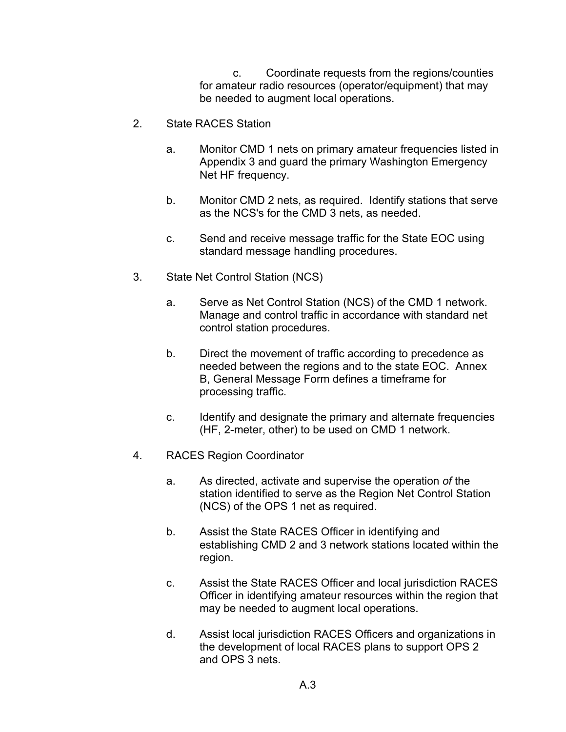c. Coordinate requests from the regions/counties for amateur radio resources (operator/equipment) that may be needed to augment local operations.

2. State RACES Station

   a. Monitor CMD 1 nets on primary amateur frequencies listed in Appendix 3 and guard the primary Washington Emergency Net HF frequency.

   b. Monitor CMD 2 nets, as required. Identify stations that serve as the NCS's for the CMD 3 nets, as needed.

   c. Send and receive message traffic for the State EOC using standard message handling procedures.

3. State Net Control Station (NCS)

   a. Serve as Net Control Station (NCS) of the CMD 1 network. Manage and control traffic in accordance with standard net control station procedures.

   b. Direct the movement of traffic according to precedence as needed between the regions and to the state EOC. Annex B, General Message Form defines a timeframe for processing traffic.

   c. Identify and designate the primary and alternate frequencies (HF, 2-meter, other) to be used on CMD 1 network.

4. RACES Region Coordinator

   a. As directed, activate and supervise the operation *of* the station identified to serve as the Region Net Control Station (NCS) of the OPS 1 net as required.

   b. Assist the State RACES Officer in identifying and establishing CMD 2 and 3 network stations located within the region.

   c. Assist the State RACES Officer and local jurisdiction RACES Officer in identifying amateur resources within the region that may be needed to augment local operations.

   d. Assist local jurisdiction RACES Officers and organizations in the development of local RACES plans to support OPS 2 and OPS 3 nets.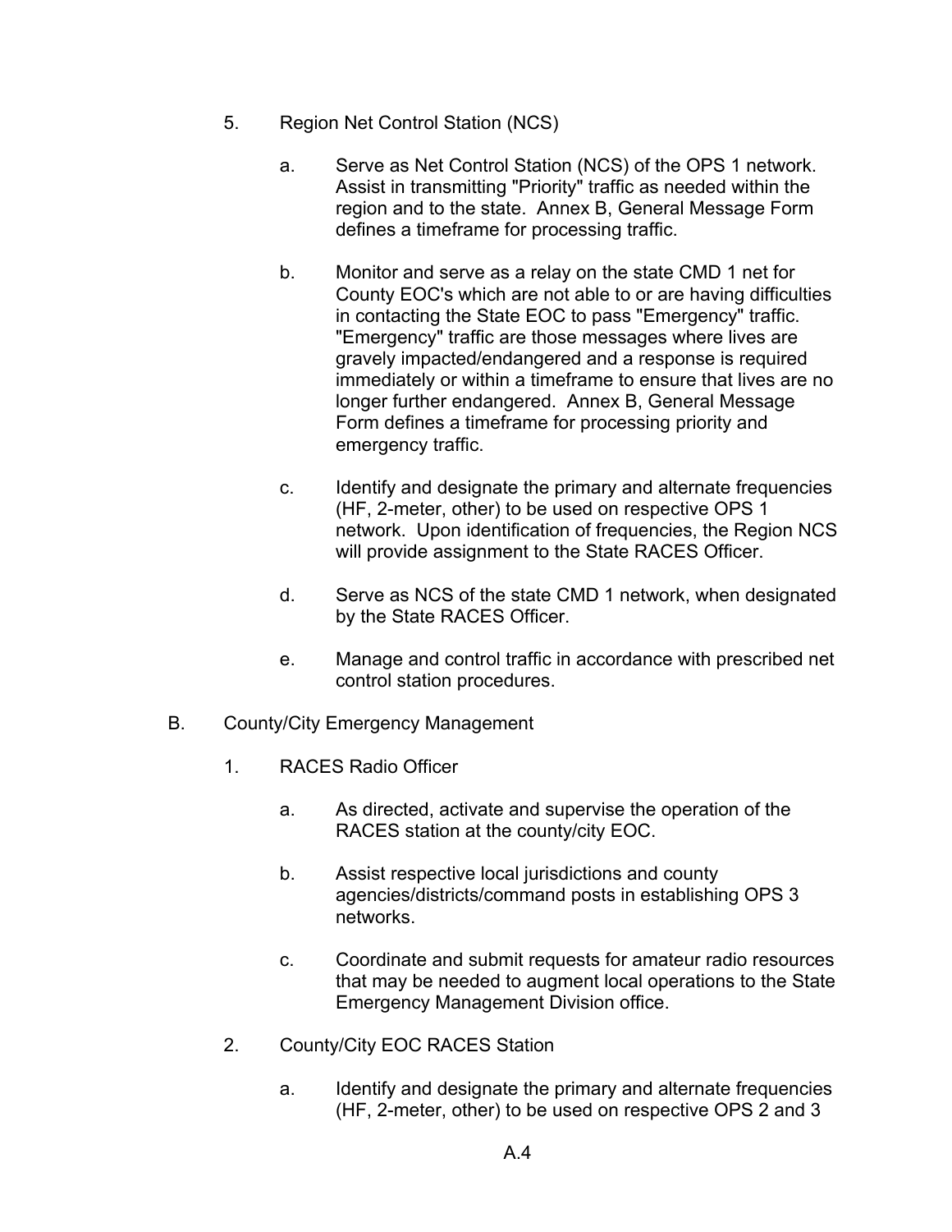5. Region Net Control Station (NCS)

   a. Serve as Net Control Station (NCS) of the OPS 1 network. Assist in transmitting "Priority" traffic as needed within the region and to the state. Annex B, General Message Form defines a timeframe for processing traffic.

   b. Monitor and serve as a relay on the state CMD 1 net for County EOC's which are not able to or are having difficulties in contacting the State EOC to pass "Emergency" traffic. "Emergency" traffic are those messages where lives are gravely impacted/endangered and a response is required immediately or within a timeframe to ensure that lives are no longer further endangered. Annex B, General Message Form defines a timeframe for processing priority and emergency traffic.

   c. Identify and designate the primary and alternate frequencies (HF, 2-meter, other) to be used on respective OPS 1 network. Upon identification of frequencies, the Region NCS will provide assignment to the State RACES Officer.

   d. Serve as NCS of the state CMD 1 network, when designated by the State RACES Officer.

   e. Manage and control traffic in accordance with prescribed net control station procedures.

B. County/City Emergency Management

1. RACES Radio Officer

   a. As directed, activate and supervise the operation of the RACES station at the county/city EOC.

   b. Assist respective local jurisdictions and county agencies/districts/command posts in establishing OPS 3 networks.

   c. Coordinate and submit requests for amateur radio resources that may be needed to augment local operations to the State Emergency Management Division office.

2. County/City EOC RACES Station

   a. Identify and designate the primary and alternate frequencies (HF, 2-meter, other) to be used on respective OPS 2 and 3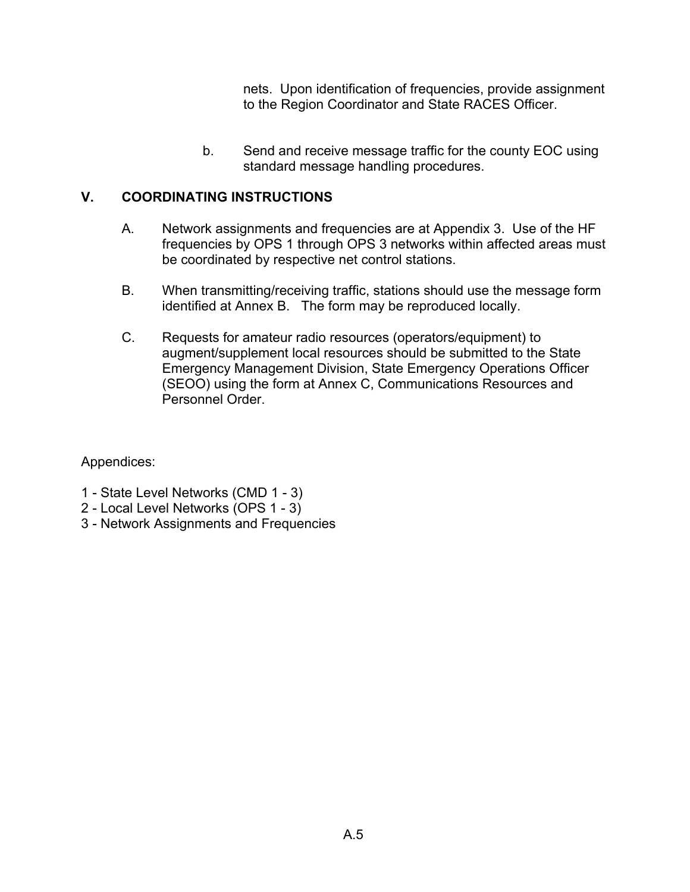nets. Upon identification of frequencies, provide assignment to the Region Coordinator and State RACES Officer.

b. Send and receive message traffic for the county EOC using standard message handling procedures.

## V. COORDINATING INSTRUCTIONS

A. Network assignments and frequencies are at Appendix 3. Use of the HF frequencies by OPS 1 through OPS 3 networks within affected areas must be coordinated by respective net control stations.

B. When transmitting/receiving traffic, stations should use the message form identified at Annex B. The form may be reproduced locally.

C. Requests for amateur radio resources (operators/equipment) to augment/supplement local resources should be submitted to the State Emergency Management Division, State Emergency Operations Officer (SEOO) using the form at Annex C, Communications Resources and Personnel Order.

Appendices:

1 - State Level Networks (CMD 1 - 3)
2 - Local Level Networks (OPS 1 - 3)
3 - Network Assignments and Frequencies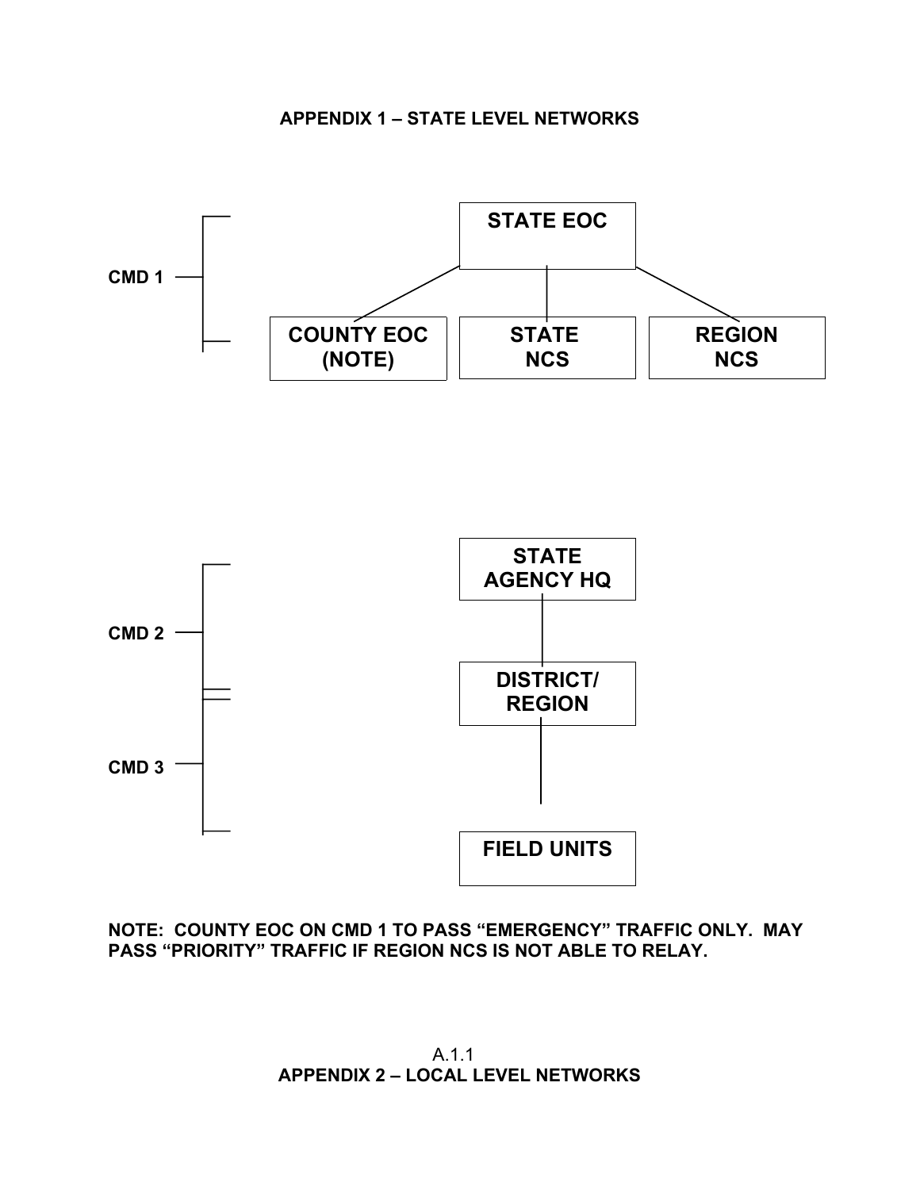## APPENDIX 1 – STATE LEVEL NETWORKS

CMD 1

STATE EOC

COUNTY EOC (NOTE)

STATE NCS

REGION NCS

CMD 2

CMD 3

STATE AGENCY HQ

DISTRICT/ REGION

FIELD UNITS

**NOTE: COUNTY EOC ON CMD 1 TO PASS "EMERGENCY" TRAFFIC ONLY. MAY PASS "PRIORITY" TRAFFIC IF REGION NCS IS NOT ABLE TO RELAY.**

A.1.1

## APPENDIX 2 – LOCAL LEVEL NETWORKS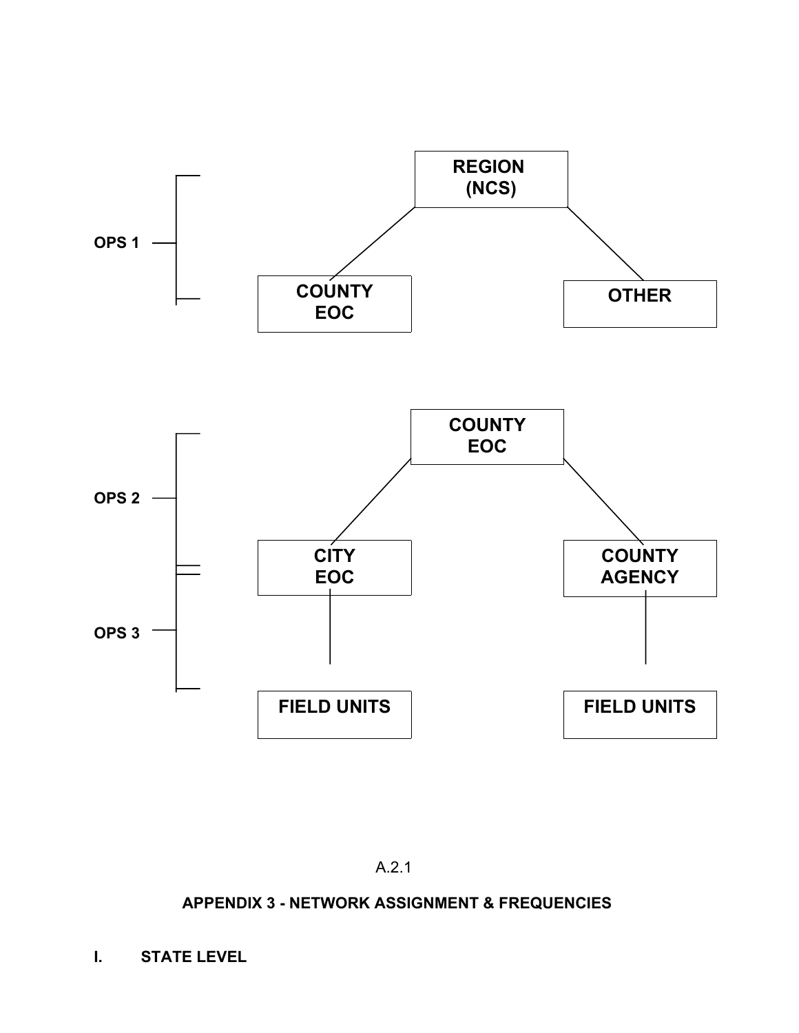OPS 1

REGION (NCS)

COUNTY EOC

OTHER

OPS 2

OPS 3

COUNTY EOC

CITY EOC

COUNTY AGENCY

FIELD UNITS

FIELD UNITS

A.2.1

## APPENDIX 3 - NETWORK ASSIGNMENT & FREQUENCIES

### I. STATE LEVEL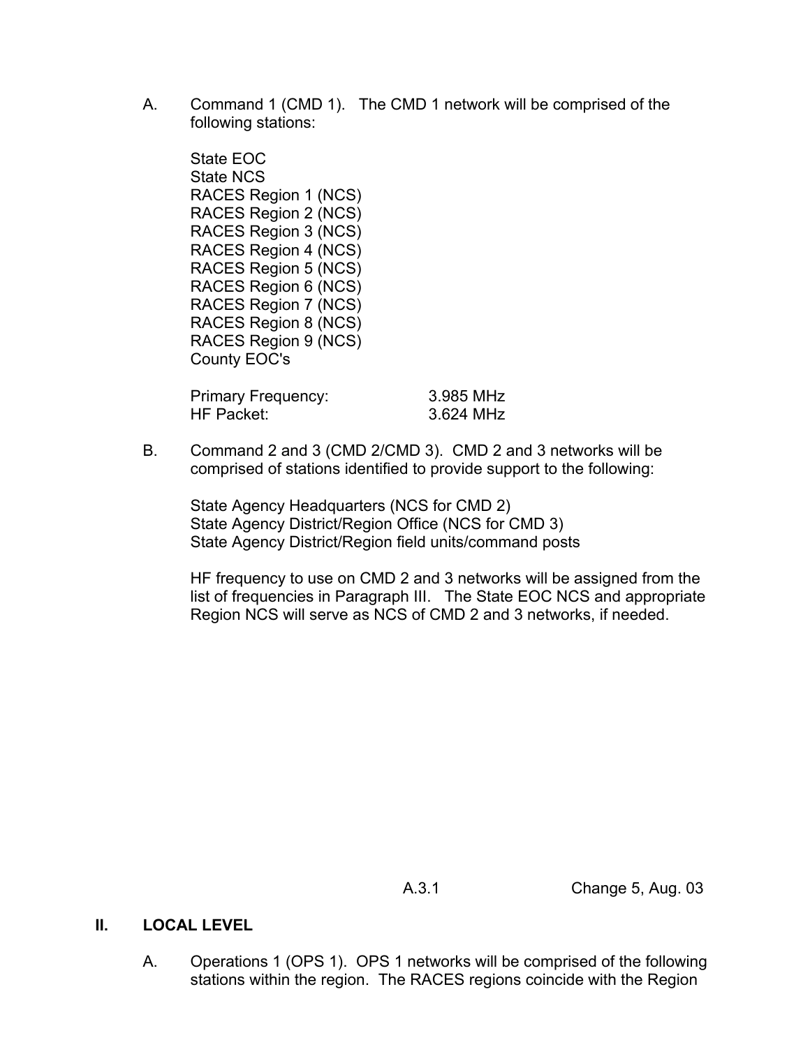A. Command 1 (CMD 1). The CMD 1 network will be comprised of the following stations:

State EOC
State NCS
RACES Region 1 (NCS)
RACES Region 2 (NCS)
RACES Region 3 (NCS)
RACES Region 4 (NCS)
RACES Region 5 (NCS)
RACES Region 6 (NCS)
RACES Region 7 (NCS)
RACES Region 8 (NCS)
RACES Region 9 (NCS)
County EOC's

| | |
|---|---|
| Primary Frequency: | 3.985 MHz |
| HF Packet: | 3.624 MHz |

B. Command 2 and 3 (CMD 2/CMD 3). CMD 2 and 3 networks will be comprised of stations identified to provide support to the following:

State Agency Headquarters (NCS for CMD 2)
State Agency District/Region Office (NCS for CMD 3)
State Agency District/Region field units/command posts

HF frequency to use on CMD 2 and 3 networks will be assigned from the list of frequencies in Paragraph III. The State EOC NCS and appropriate Region NCS will serve as NCS of CMD 2 and 3 networks, if needed.

## II. LOCAL LEVEL

A. Operations 1 (OPS 1). OPS 1 networks will be comprised of the following stations within the region. The RACES regions coincide with the Region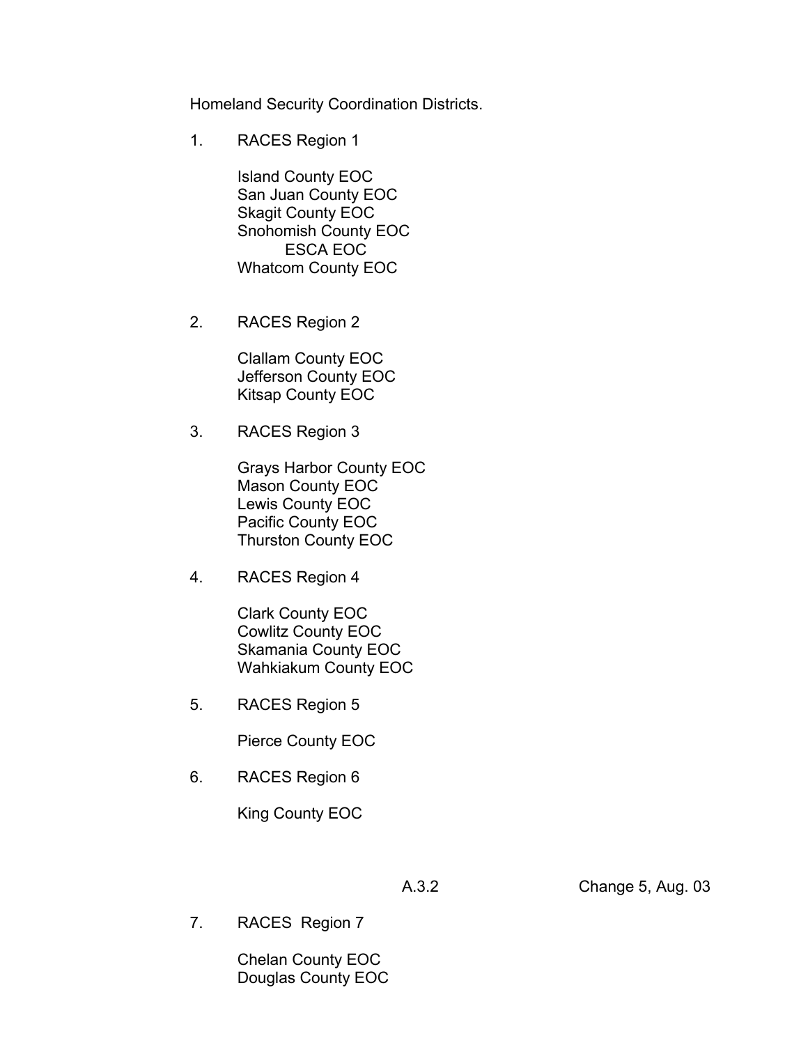Homeland Security Coordination Districts.

1. RACES Region 1

   Island County EOC
   San Juan County EOC
   Skagit County EOC
   Snohomish County EOC
      ESCA EOC
   Whatcom County EOC

2. RACES Region 2

   Clallam County EOC
   Jefferson County EOC
   Kitsap County EOC

3. RACES Region 3

   Grays Harbor County EOC
   Mason County EOC
   Lewis County EOC
   Pacific County EOC
   Thurston County EOC

4. RACES Region 4

   Clark County EOC
   Cowlitz County EOC
   Skamania County EOC
   Wahkiakum County EOC

5. RACES Region 5

   Pierce County EOC

6. RACES Region 6

   King County EOC

7. RACES Region 7

   Chelan County EOC
   Douglas County EOC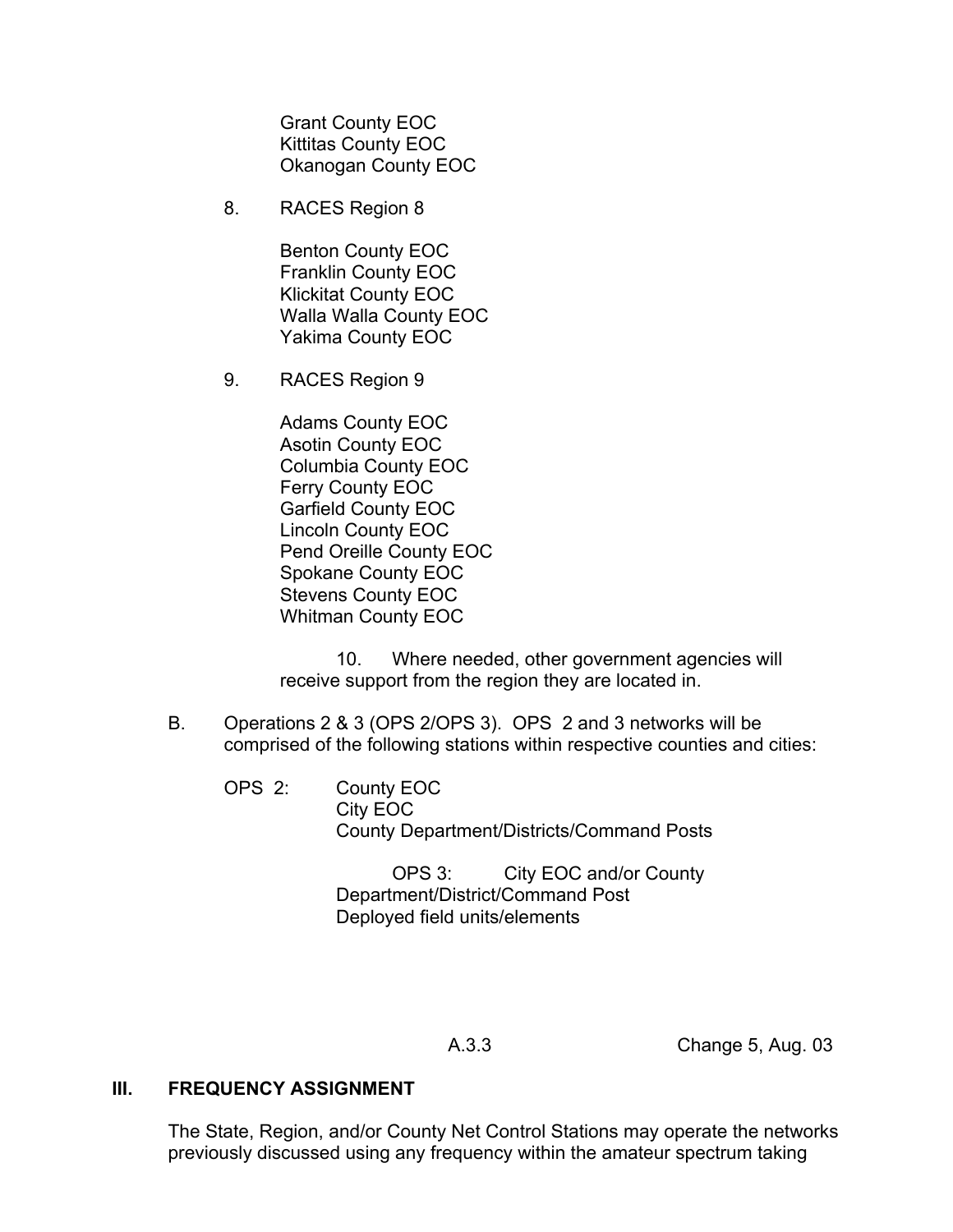Grant County EOC
Kittitas County EOC
Okanogan County EOC

8. RACES Region 8

   Benton County EOC
   Franklin County EOC
   Klickitat County EOC
   Walla Walla County EOC
   Yakima County EOC

9. RACES Region 9

   Adams County EOC
   Asotin County EOC
   Columbia County EOC
   Ferry County EOC
   Garfield County EOC
   Lincoln County EOC
   Pend Oreille County EOC
   Spokane County EOC
   Stevens County EOC
   Whitman County EOC

10. Where needed, other government agencies will receive support from the region they are located in.

B. Operations 2 & 3 (OPS 2/OPS 3). OPS 2 and 3 networks will be comprised of the following stations within respective counties and cities:

   OPS 2: County EOC
   City EOC
   County Department/Districts/Command Posts

   OPS 3: City EOC and/or County Department/District/Command Post
   Deployed field units/elements

## III. FREQUENCY ASSIGNMENT

The State, Region, and/or County Net Control Stations may operate the networks previously discussed using any frequency within the amateur spectrum taking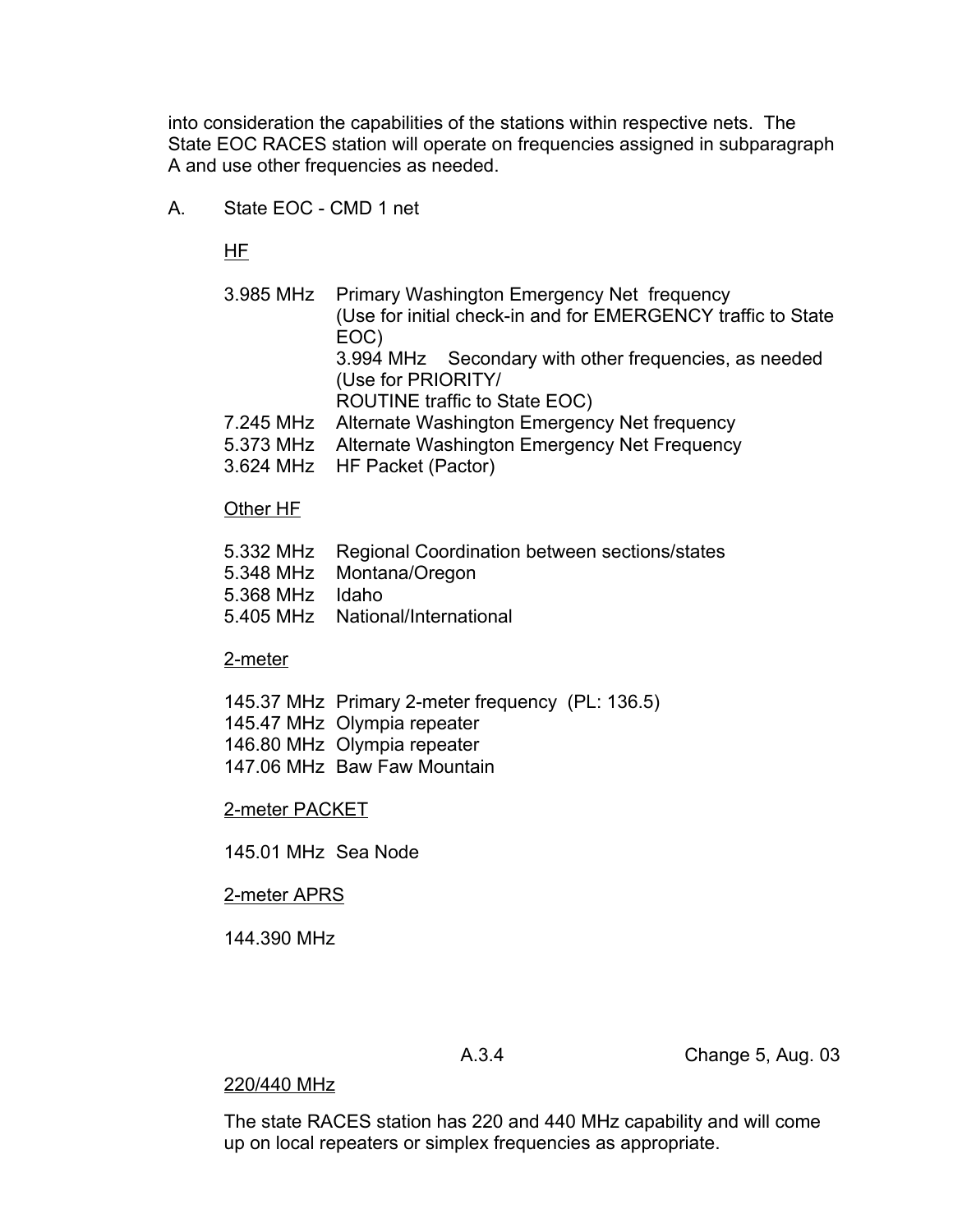into consideration the capabilities of the stations within respective nets. The State EOC RACES station will operate on frequencies assigned in subparagraph A and use other frequencies as needed.

A. State EOC - CMD 1 net

<u>HF</u>

3.985 MHz Primary Washington Emergency Net frequency
(Use for initial check-in and for EMERGENCY traffic to State EOC)
3.994 MHz Secondary with other frequencies, as needed
(Use for PRIORITY/
ROUTINE traffic to State EOC)
7.245 MHz Alternate Washington Emergency Net frequency
5.373 MHz Alternate Washington Emergency Net Frequency
3.624 MHz HF Packet (Pactor)

<u>Other HF</u>

5.332 MHz Regional Coordination between sections/states
5.348 MHz Montana/Oregon
5.368 MHz Idaho
5.405 MHz National/International

<u>2-meter</u>

145.37 MHz Primary 2-meter frequency (PL: 136.5)
145.47 MHz Olympia repeater
146.80 MHz Olympia repeater
147.06 MHz Baw Faw Mountain

<u>2-meter PACKET</u>

145.01 MHz Sea Node

<u>2-meter APRS</u>

144.390 MHz

<u>220/440 MHz</u>

The state RACES station has 220 and 440 MHz capability and will come up on local repeaters or simplex frequencies as appropriate.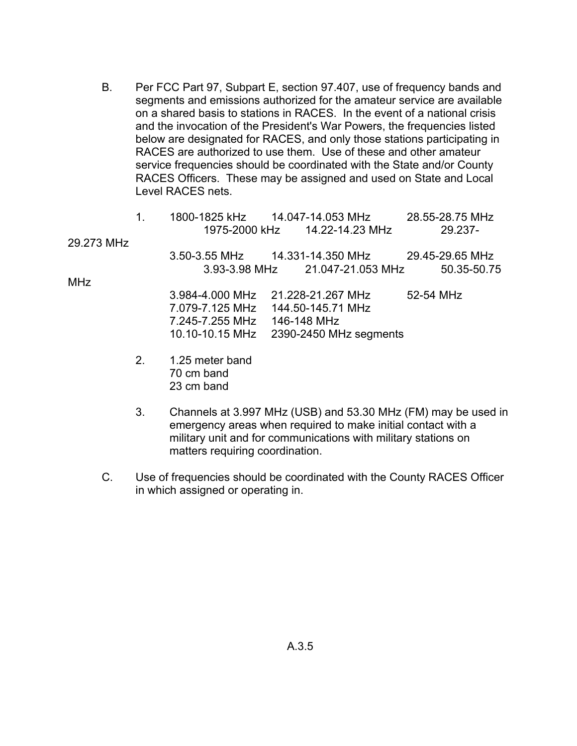B. Per FCC Part 97, Subpart E, section 97.407, use of frequency bands and segments and emissions authorized for the amateur service are available on a shared basis to stations in RACES. In the event of a national crisis and the invocation of the President's War Powers, the frequencies listed below are designated for RACES, and only those stations participating in RACES are authorized to use them. Use of these and other amateur service frequencies should be coordinated with the State and/or County RACES Officers. These may be assigned and used on State and Local Level RACES nets.

1.

| | | |
|---|---|---|
| 1800-1825 kHz | 14.047-14.053 MHz | 28.55-28.75 MHz |
| 1975-2000 kHz | 14.22-14.23 MHz | 29.237-29.273 MHz |
| 3.50-3.55 MHz | 14.331-14.350 MHz | 29.45-29.65 MHz |
| 3.93-3.98 MHz | 21.047-21.053 MHz | 50.35-50.75 MHz |
| 3.984-4.000 MHz | 21.228-21.267 MHz | 52-54 MHz |
| 7.079-7.125 MHz | 144.50-145.71 MHz | |
| 7.245-7.255 MHz | 146-148 MHz | |
| 10.10-10.15 MHz | 2390-2450 MHz segments | |

2. 1.25 meter band
   70 cm band
   23 cm band

3. Channels at 3.997 MHz (USB) and 53.30 MHz (FM) may be used in emergency areas when required to make initial contact with a military unit and for communications with military stations on matters requiring coordination.

C. Use of frequencies should be coordinated with the County RACES Officer in which assigned or operating in.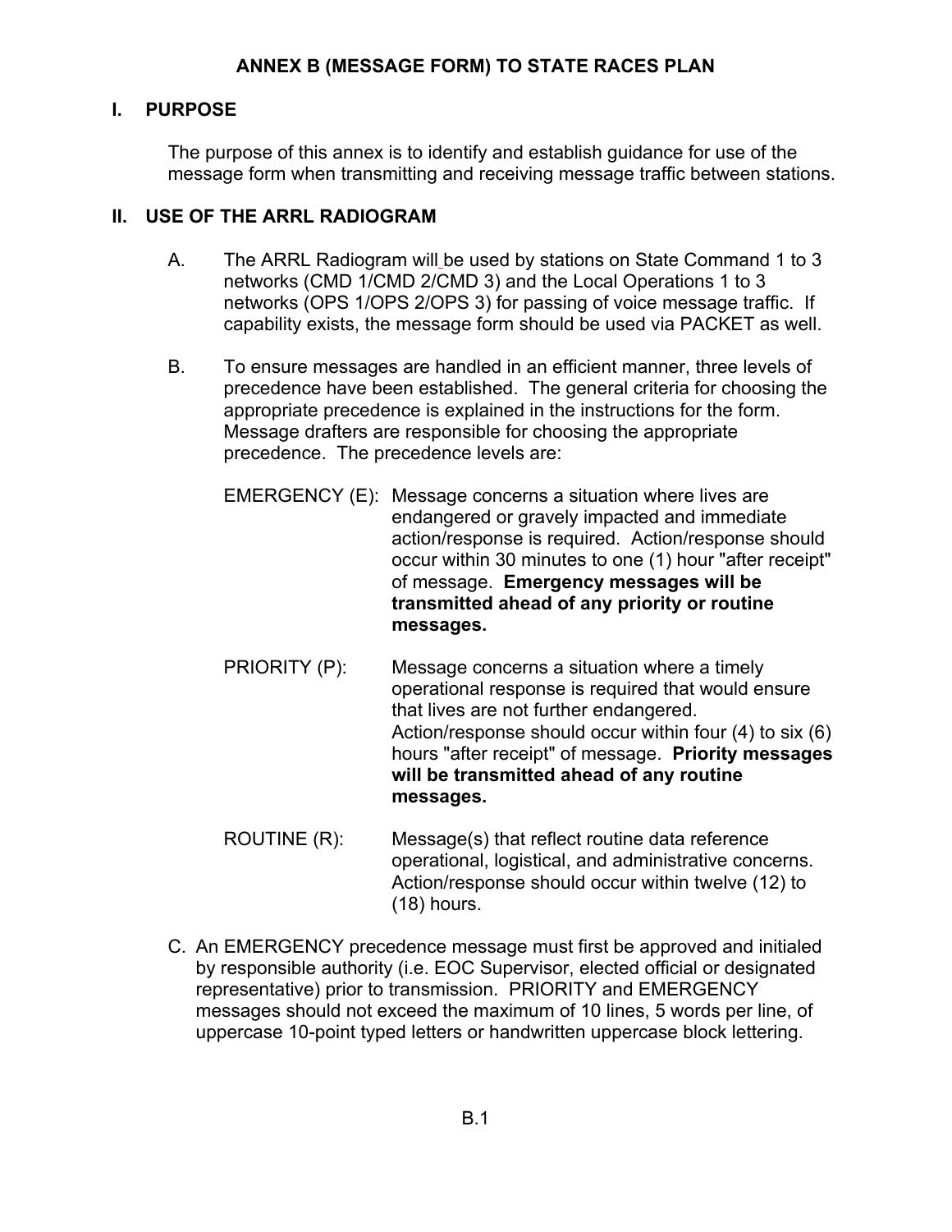# ANNEX B (MESSAGE FORM) TO STATE RACES PLAN

## I. PURPOSE

The purpose of this annex is to identify and establish guidance for use of the message form when transmitting and receiving message traffic between stations.

## II. USE OF THE ARRL RADIOGRAM

A. The ARRL Radiogram will be used by stations on State Command 1 to 3 networks (CMD 1/CMD 2/CMD 3) and the Local Operations 1 to 3 networks (OPS 1/OPS 2/OPS 3) for passing of voice message traffic. If capability exists, the message form should be used via PACKET as well.

B. To ensure messages are handled in an efficient manner, three levels of precedence have been established. The general criteria for choosing the appropriate precedence is explained in the instructions for the form. Message drafters are responsible for choosing the appropriate precedence. The precedence levels are:

EMERGENCY (E): Message concerns a situation where lives are endangered or gravely impacted and immediate action/response is required. Action/response should occur within 30 minutes to one (1) hour "after receipt" of message. **Emergency messages will be transmitted ahead of any priority or routine messages.**

PRIORITY (P): Message concerns a situation where a timely operational response is required that would ensure that lives are not further endangered. Action/response should occur within four (4) to six (6) hours "after receipt" of message. **Priority messages will be transmitted ahead of any routine messages.**

ROUTINE (R): Message(s) that reflect routine data reference operational, logistical, and administrative concerns. Action/response should occur within twelve (12) to (18) hours.

C. An EMERGENCY precedence message must first be approved and initialed by responsible authority (i.e. EOC Supervisor, elected official or designated representative) prior to transmission. PRIORITY and EMERGENCY messages should not exceed the maximum of 10 lines, 5 words per line, of uppercase 10-point typed letters or handwritten uppercase block lettering.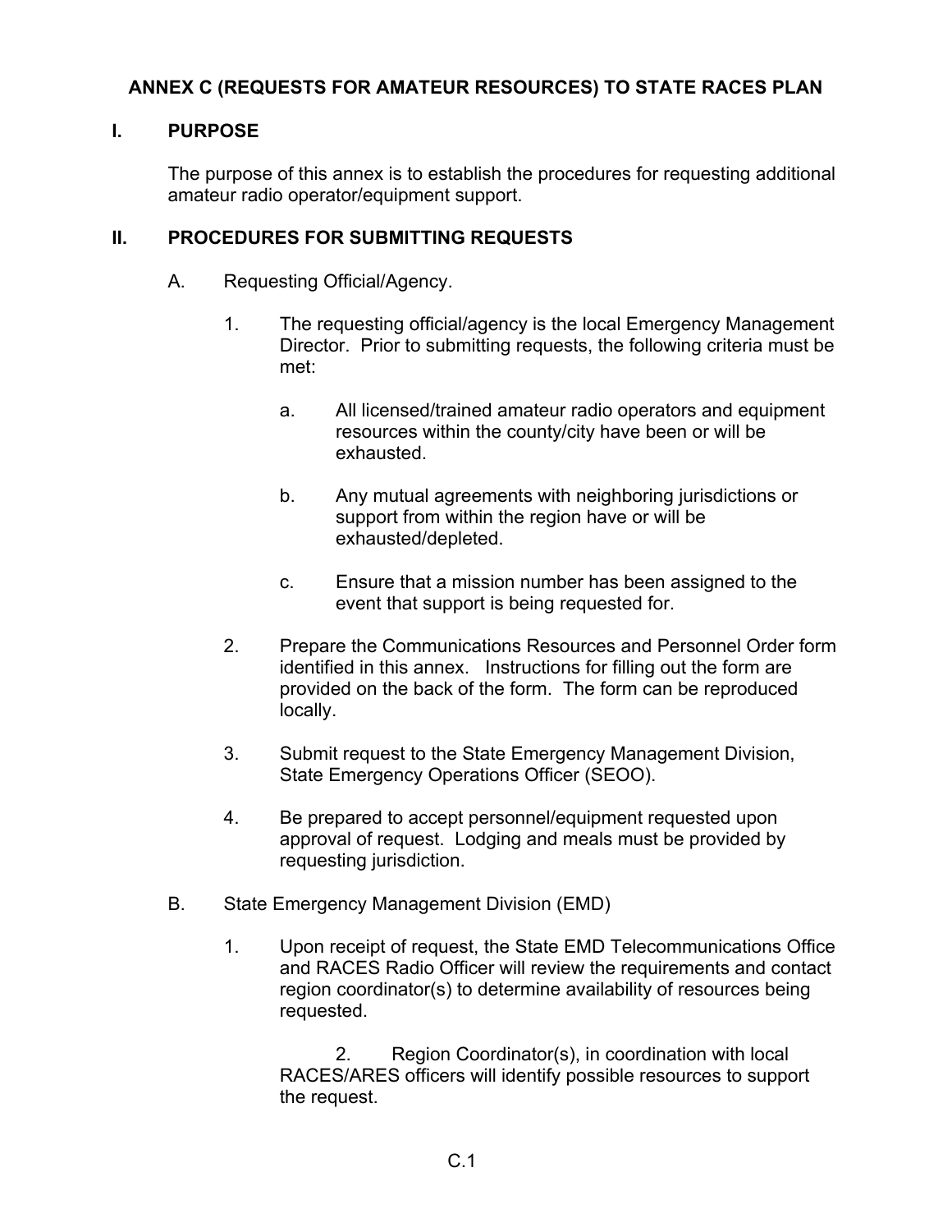# ANNEX C (REQUESTS FOR AMATEUR RESOURCES) TO STATE RACES PLAN

## I. PURPOSE

The purpose of this annex is to establish the procedures for requesting additional amateur radio operator/equipment support.

## II. PROCEDURES FOR SUBMITTING REQUESTS

A. Requesting Official/Agency.

1. The requesting official/agency is the local Emergency Management Director. Prior to submitting requests, the following criteria must be met:

   a. All licensed/trained amateur radio operators and equipment resources within the county/city have been or will be exhausted.

   b. Any mutual agreements with neighboring jurisdictions or support from within the region have or will be exhausted/depleted.

   c. Ensure that a mission number has been assigned to the event that support is being requested for.

2. Prepare the Communications Resources and Personnel Order form identified in this annex. Instructions for filling out the form are provided on the back of the form. The form can be reproduced locally.

3. Submit request to the State Emergency Management Division, State Emergency Operations Officer (SEOO).

4. Be prepared to accept personnel/equipment requested upon approval of request. Lodging and meals must be provided by requesting jurisdiction.

B. State Emergency Management Division (EMD)

1. Upon receipt of request, the State EMD Telecommunications Office and RACES Radio Officer will review the requirements and contact region coordinator(s) to determine availability of resources being requested.

2. Region Coordinator(s), in coordination with local RACES/ARES officers will identify possible resources to support the request.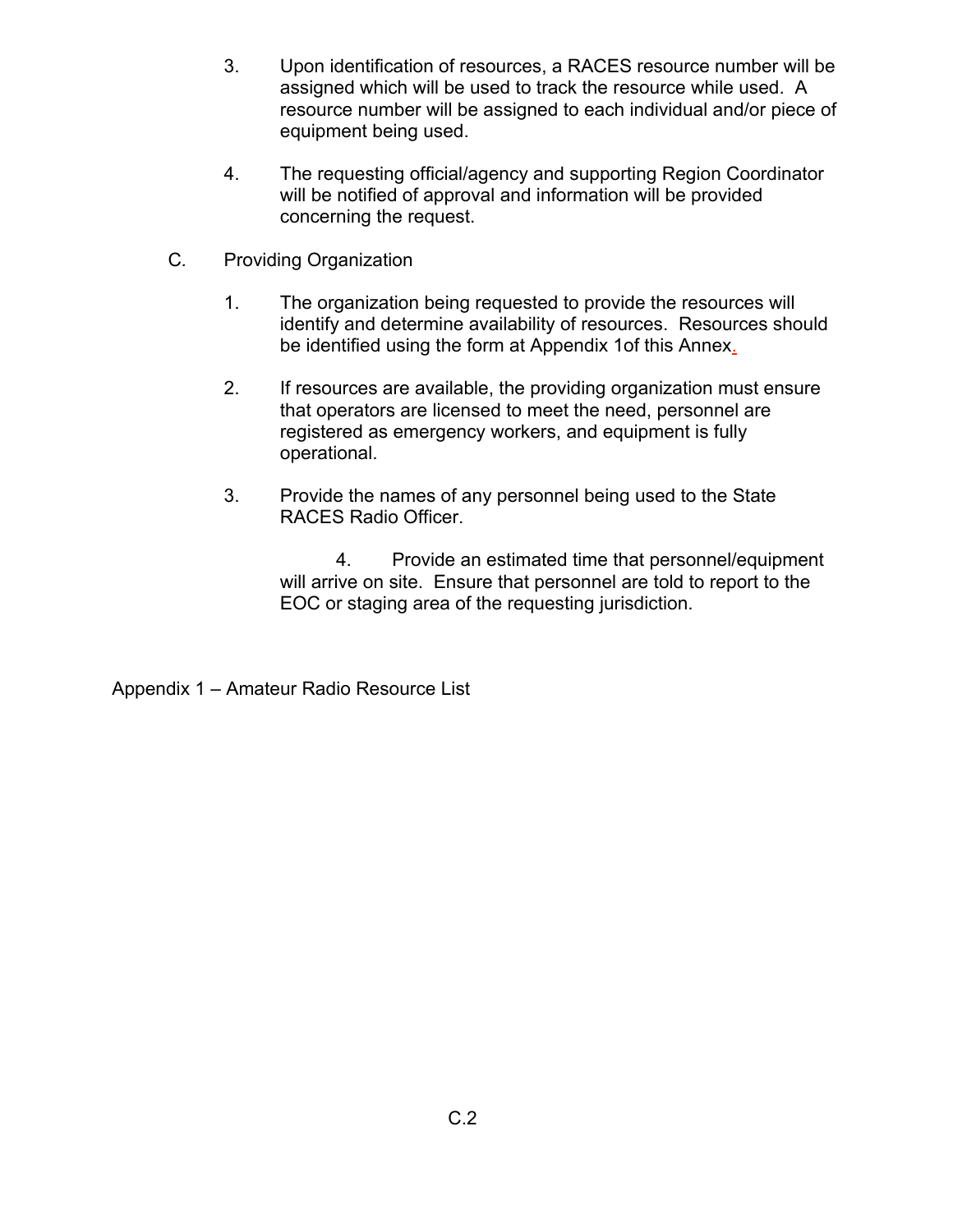3. Upon identification of resources, a RACES resource number will be assigned which will be used to track the resource while used. A resource number will be assigned to each individual and/or piece of equipment being used.

4. The requesting official/agency and supporting Region Coordinator will be notified of approval and information will be provided concerning the request.

C. Providing Organization

1. The organization being requested to provide the resources will identify and determine availability of resources. Resources should be identified using the form at Appendix 1of this Annex.

2. If resources are available, the providing organization must ensure that operators are licensed to meet the need, personnel are registered as emergency workers, and equipment is fully operational.

3. Provide the names of any personnel being used to the State RACES Radio Officer.

4. Provide an estimated time that personnel/equipment will arrive on site. Ensure that personnel are told to report to the EOC or staging area of the requesting jurisdiction.

Appendix 1 – Amateur Radio Resource List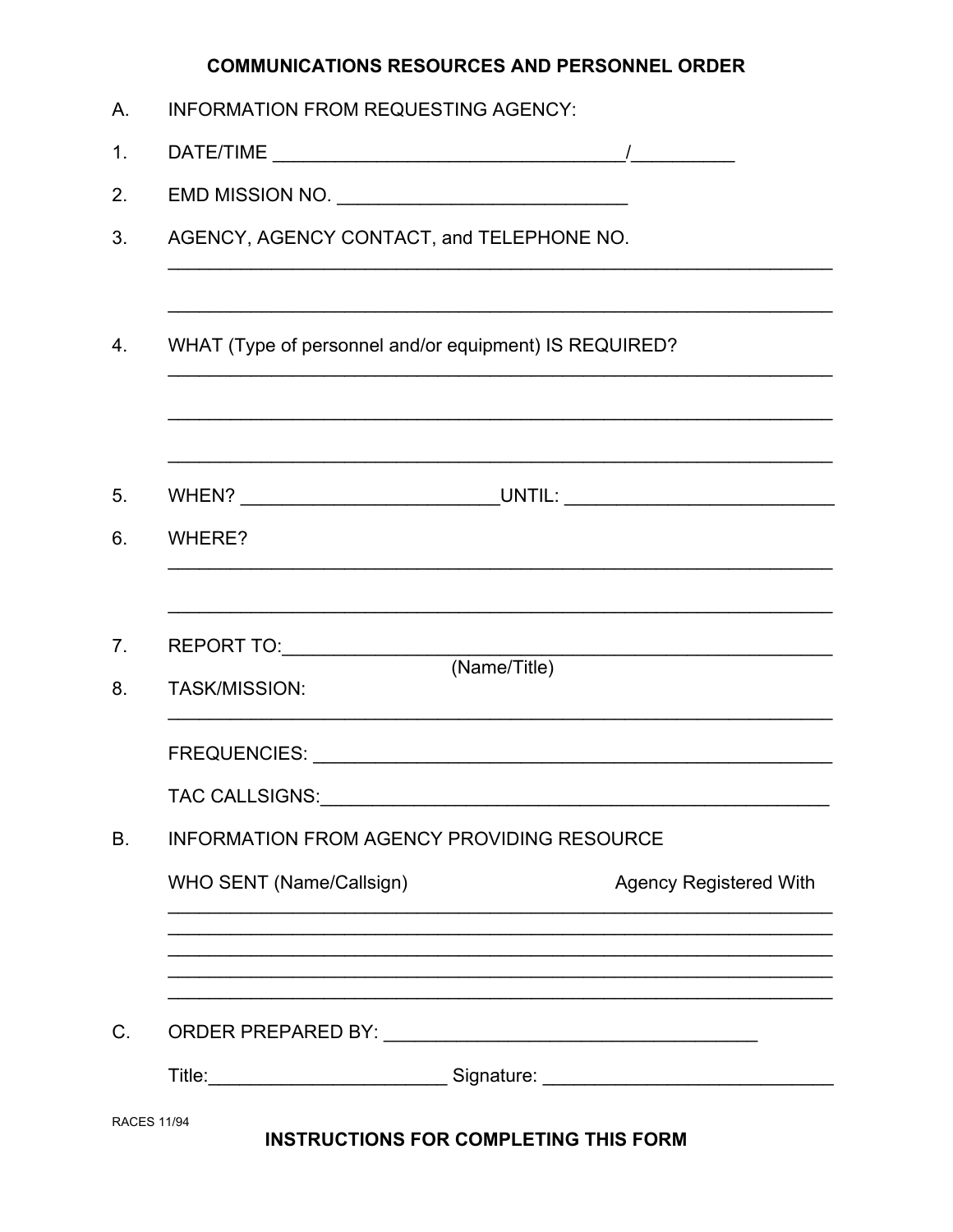# COMMUNICATIONS RESOURCES AND PERSONNEL ORDER

A. INFORMATION FROM REQUESTING AGENCY:

1. DATE/TIME __________________________________/__________

2. EMD MISSION NO. ____________________________

3. AGENCY, AGENCY CONTACT, and TELEPHONE NO.

   ________________________________________________________________

   ________________________________________________________________

4. WHAT (Type of personnel and/or equipment) IS REQUIRED?

   ________________________________________________________________

   ________________________________________________________________

   ________________________________________________________________

5. WHEN? ________________________UNTIL: __________________________

6. WHERE?

   ________________________________________________________________

   ________________________________________________________________

7. REPORT TO:____________________________________________________
   (Name/Title)

8. TASK/MISSION:

   ________________________________________________________________

   FREQUENCIES: __________________________________________________

   TAC CALLSIGNS:_________________________________________________

B. INFORMATION FROM AGENCY PROVIDING RESOURCE

   WHO SENT (Name/Callsign) Agency Registered With

   ________________________________________________________________

   ________________________________________________________________

   ________________________________________________________________

   ________________________________________________________________

   ________________________________________________________________

C. ORDER PREPARED BY: ____________________________________

   Title:______________________ Signature: ___________________________

RACES 11/94

**INSTRUCTIONS FOR COMPLETING THIS FORM**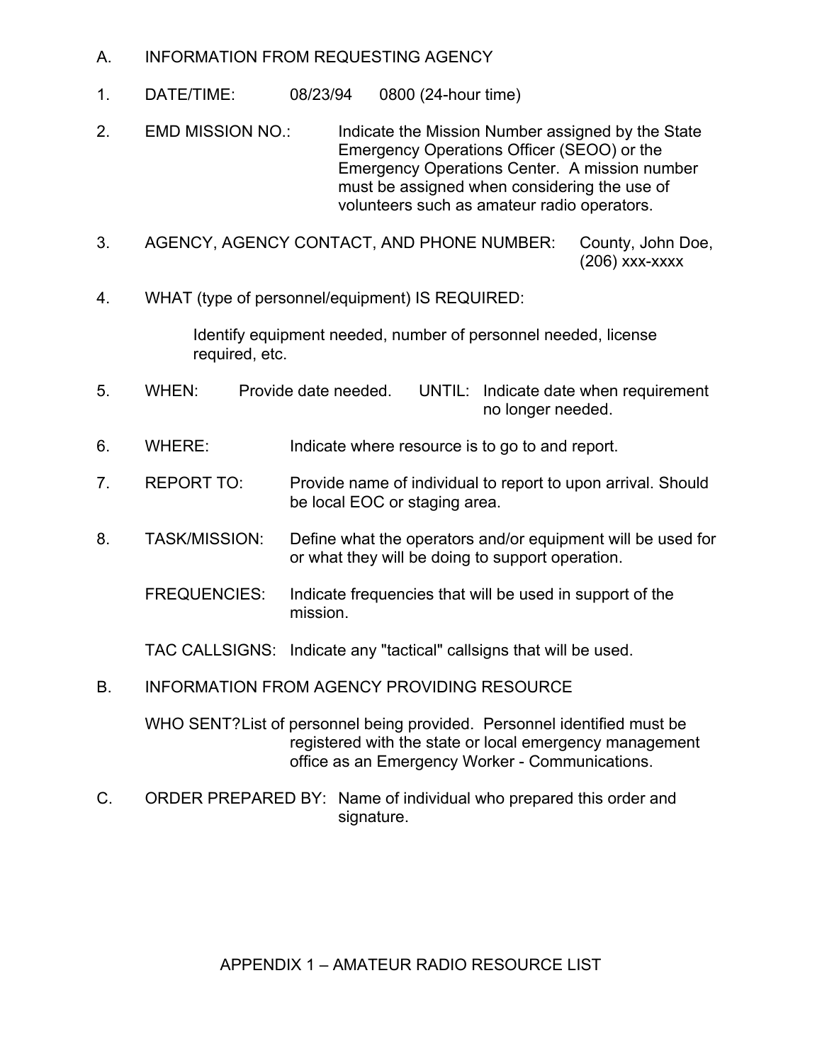A. INFORMATION FROM REQUESTING AGENCY

1. DATE/TIME: 08/23/94 0800 (24-hour time)

2. EMD MISSION NO.: Indicate the Mission Number assigned by the State Emergency Operations Officer (SEOO) or the Emergency Operations Center. A mission number must be assigned when considering the use of volunteers such as amateur radio operators.

3. AGENCY, AGENCY CONTACT, AND PHONE NUMBER: County, John Doe, (206) xxx-xxxx

4. WHAT (type of personnel/equipment) IS REQUIRED:

   Identify equipment needed, number of personnel needed, license required, etc.

5. WHEN: Provide date needed. UNTIL: Indicate date when requirement no longer needed.

6. WHERE: Indicate where resource is to go to and report.

7. REPORT TO: Provide name of individual to report to upon arrival. Should be local EOC or staging area.

8. TASK/MISSION: Define what the operators and/or equipment will be used for or what they will be doing to support operation.

   FREQUENCIES: Indicate frequencies that will be used in support of the mission.

   TAC CALLSIGNS: Indicate any "tactical" callsigns that will be used.

B. INFORMATION FROM AGENCY PROVIDING RESOURCE

   WHO SENT? List of personnel being provided. Personnel identified must be registered with the state or local emergency management office as an Emergency Worker - Communications.

C. ORDER PREPARED BY: Name of individual who prepared this order and signature.

## APPENDIX 1 – AMATEUR RADIO RESOURCE LIST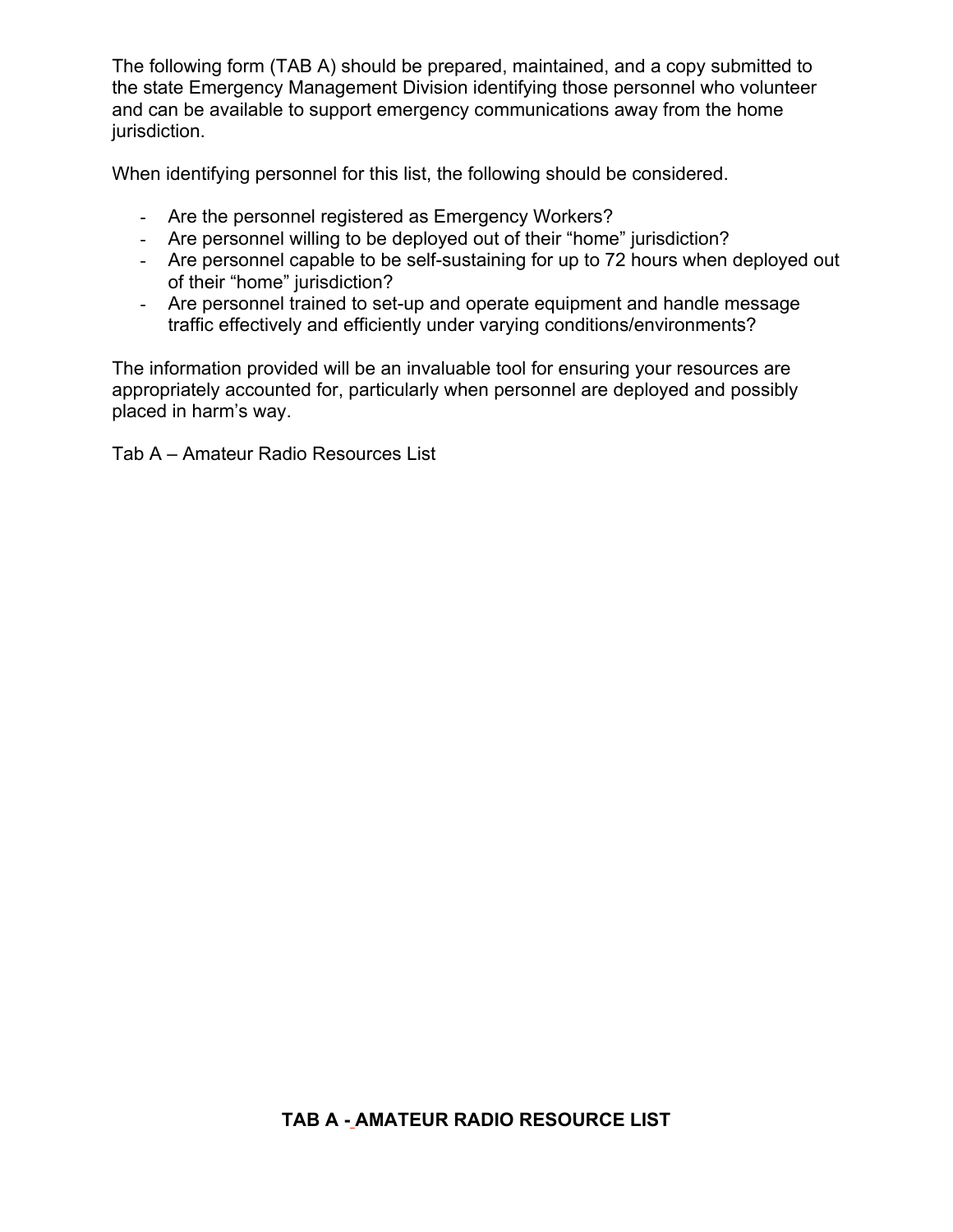The following form (TAB A) should be prepared, maintained, and a copy submitted to the state Emergency Management Division identifying those personnel who volunteer and can be available to support emergency communications away from the home jurisdiction.

When identifying personnel for this list, the following should be considered.

- Are the personnel registered as Emergency Workers?
- Are personnel willing to be deployed out of their "home" jurisdiction?
- Are personnel capable to be self-sustaining for up to 72 hours when deployed out of their "home" jurisdiction?
- Are personnel trained to set-up and operate equipment and handle message traffic effectively and efficiently under varying conditions/environments?

The information provided will be an invaluable tool for ensuring your resources are appropriately accounted for, particularly when personnel are deployed and possibly placed in harm's way.

Tab A – Amateur Radio Resources List

**TAB A - AMATEUR RADIO RESOURCE LIST**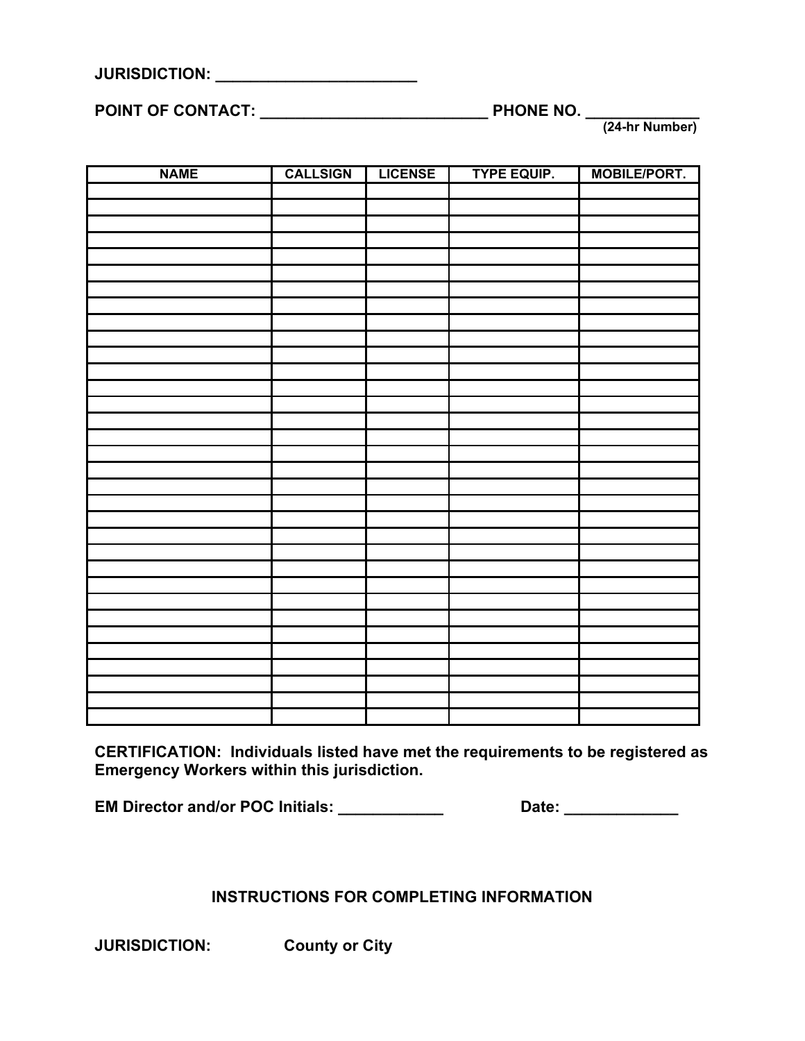**JURISDICTION: ______________________**

**POINT OF CONTACT: __________________________ PHONE NO. _____________**
**(24-hr Number)**

| NAME | CALLSIGN | LICENSE | TYPE EQUIP. | MOBILE/PORT. |
|---|---|---|---|---|
| | | | | |
| | | | | |
| | | | | |
| | | | | |
| | | | | |
| | | | | |
| | | | | |
| | | | | |
| | | | | |
| | | | | |
| | | | | |
| | | | | |
| | | | | |
| | | | | |
| | | | | |
| | | | | |
| | | | | |
| | | | | |
| | | | | |
| | | | | |
| | | | | |
| | | | | |
| | | | | |
| | | | | |
| | | | | |
| | | | | |
| | | | | |
| | | | | |
| | | | | |
| | | | | |
| | | | | |
| | | | | |
| | | | | |

**CERTIFICATION: Individuals listed have met the requirements to be registered as Emergency Workers within this jurisdiction.**

**EM Director and/or POC Initials: ____________ Date: _____________**

## INSTRUCTIONS FOR COMPLETING INFORMATION

**JURISDICTION: County or City**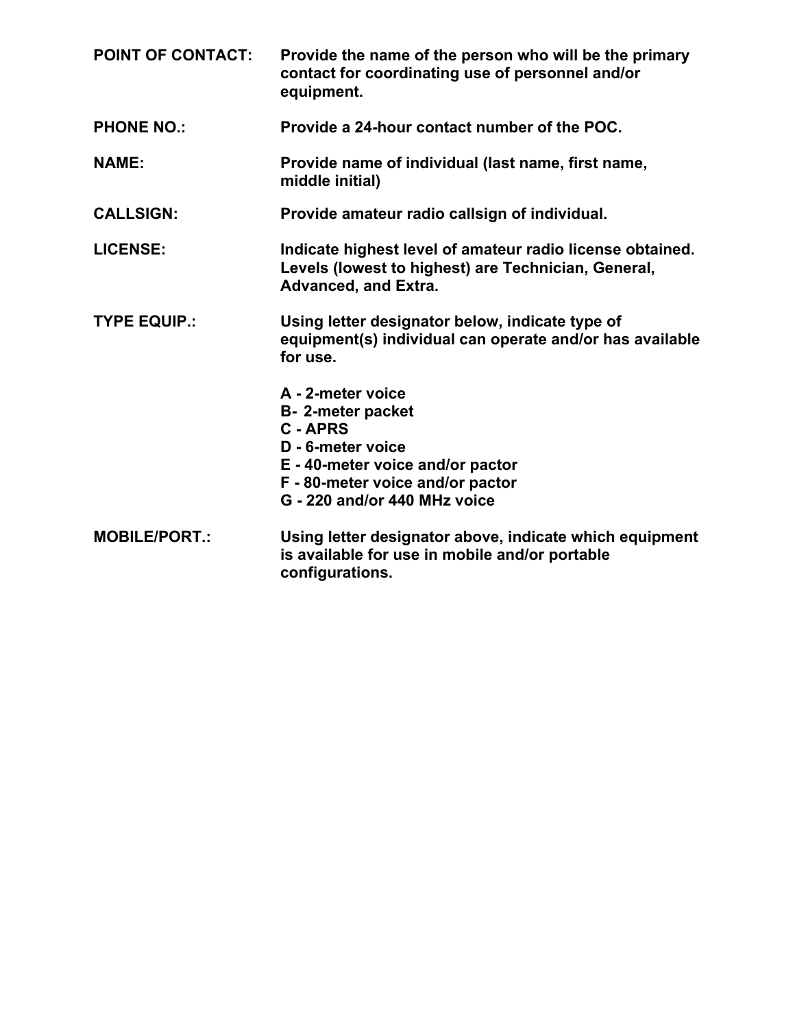**POINT OF CONTACT:** Provide the name of the person who will be the primary contact for coordinating use of personnel and/or equipment.

**PHONE NO.:** Provide a 24-hour contact number of the POC.

**NAME:** Provide name of individual (last name, first name, middle initial)

**CALLSIGN:** Provide amateur radio callsign of individual.

**LICENSE:** Indicate highest level of amateur radio license obtained. Levels (lowest to highest) are Technician, General, Advanced, and Extra.

**TYPE EQUIP.:** Using letter designator below, indicate type of equipment(s) individual can operate and/or has available for use.

**A - 2-meter voice**
**B- 2-meter packet**
**C - APRS**
**D - 6-meter voice**
**E - 40-meter voice and/or pactor**
**F - 80-meter voice and/or pactor**
**G - 220 and/or 440 MHz voice**

**MOBILE/PORT.:** Using letter designator above, indicate which equipment is available for use in mobile and/or portable configurations.